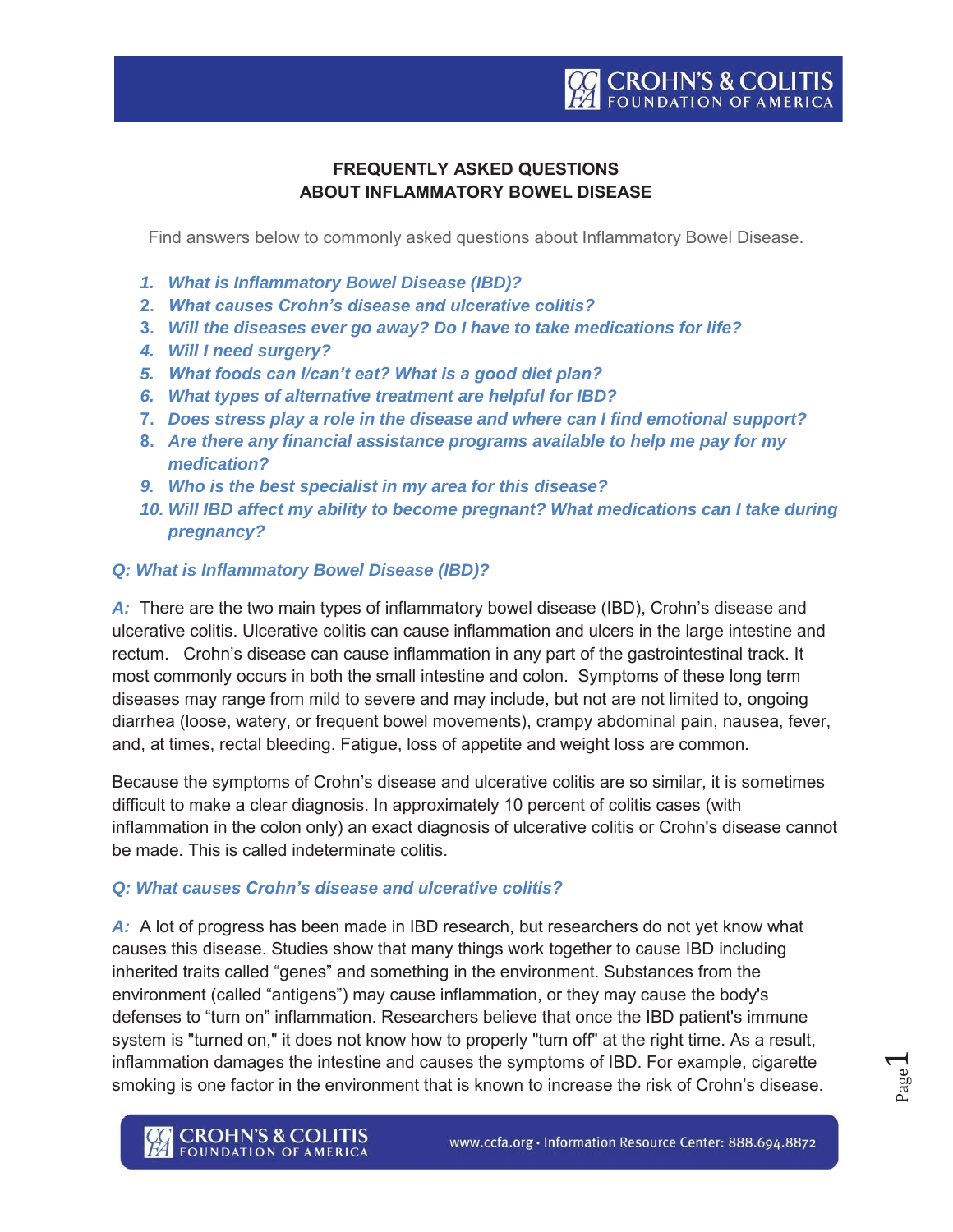# FREQUENTLY ASKED QUESTIONS
# ABOUT INFLAMMATORY BOWEL DISEASE

Find answers below to commonly asked questions about Inflammatory Bowel Disease.

1. ***What is Inflammatory Bowel Disease (IBD)?***
2. ***What causes Crohn's disease and ulcerative colitis?***
3. ***Will the diseases ever go away? Do I have to take medications for life?***
4. ***Will I need surgery?***
5. ***What foods can I/can't eat? What is a good diet plan?***
6. ***What types of alternative treatment are helpful for IBD?***
7. ***Does stress play a role in the disease and where can I find emotional support?***
8. ***Are there any financial assistance programs available to help me pay for my medication?***
9. ***Who is the best specialist in my area for this disease?***
10. ***Will IBD affect my ability to become pregnant? What medications can I take during pregnancy?***

### *Q: What is Inflammatory Bowel Disease (IBD)?*

***A:*** There are the two main types of inflammatory bowel disease (IBD), Crohn's disease and ulcerative colitis. Ulcerative colitis can cause inflammation and ulcers in the large intestine and rectum. Crohn's disease can cause inflammation in any part of the gastrointestinal track. It most commonly occurs in both the small intestine and colon. Symptoms of these long term diseases may range from mild to severe and may include, but not are not limited to, ongoing diarrhea (loose, watery, or frequent bowel movements), crampy abdominal pain, nausea, fever, and, at times, rectal bleeding. Fatigue, loss of appetite and weight loss are common.

Because the symptoms of Crohn's disease and ulcerative colitis are so similar, it is sometimes difficult to make a clear diagnosis. In approximately 10 percent of colitis cases (with inflammation in the colon only) an exact diagnosis of ulcerative colitis or Crohn's disease cannot be made. This is called indeterminate colitis.

### *Q: What causes Crohn's disease and ulcerative colitis?*

***A:*** A lot of progress has been made in IBD research, but researchers do not yet know what causes this disease. Studies show that many things work together to cause IBD including inherited traits called "genes" and something in the environment. Substances from the environment (called "antigens") may cause inflammation, or they may cause the body's defenses to "turn on" inflammation. Researchers believe that once the IBD patient's immune system is "turned on," it does not know how to properly "turn off" at the right time. As a result, inflammation damages the intestine and causes the symptoms of IBD. For example, cigarette smoking is one factor in the environment that is known to increase the risk of Crohn's disease.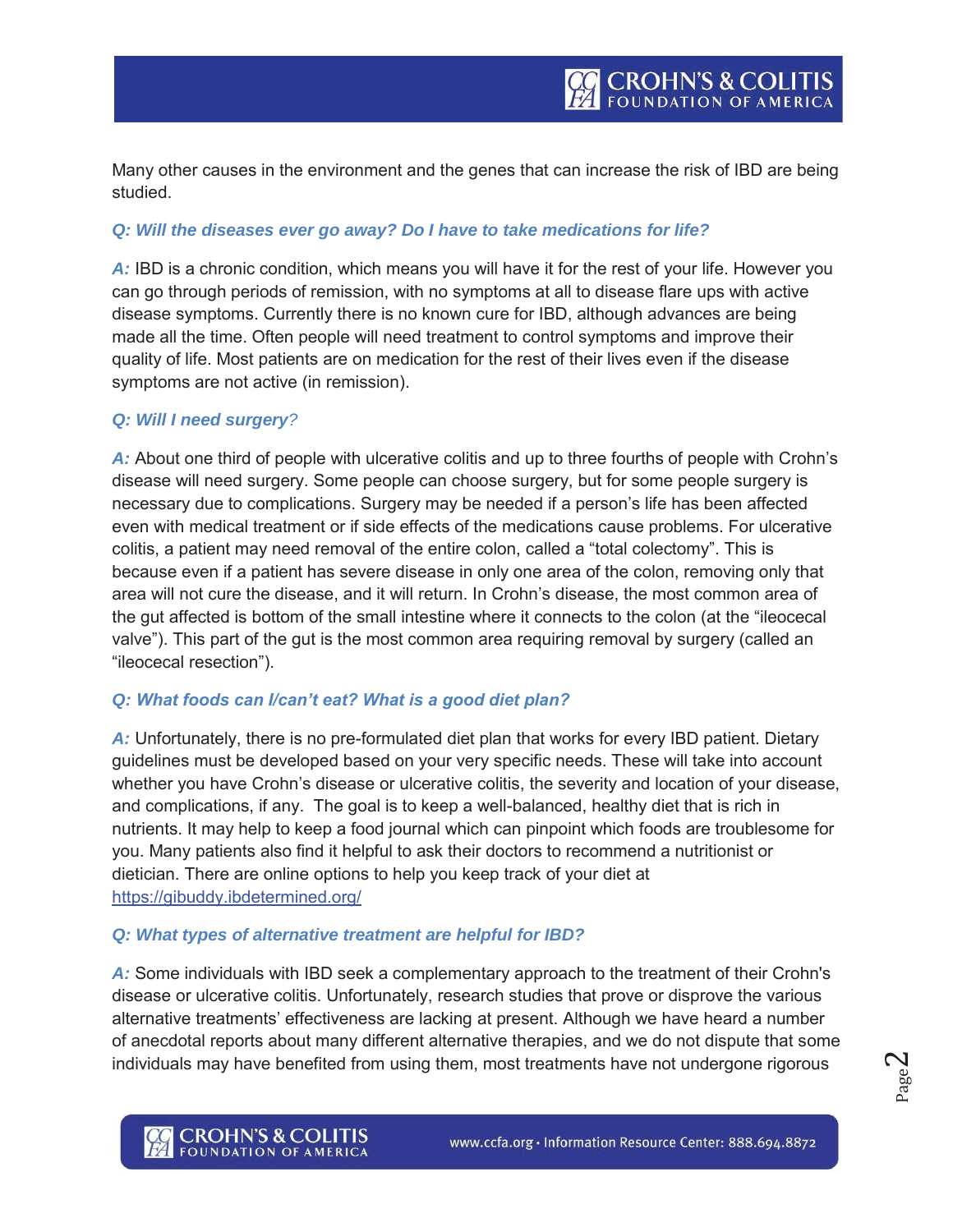Many other causes in the environment and the genes that can increase the risk of IBD are being studied.

***Q: Will the diseases ever go away? Do I have to take medications for life?***

***A:*** IBD is a chronic condition, which means you will have it for the rest of your life. However you can go through periods of remission, with no symptoms at all to disease flare ups with active disease symptoms. Currently there is no known cure for IBD, although advances are being made all the time. Often people will need treatment to control symptoms and improve their quality of life. Most patients are on medication for the rest of their lives even if the disease symptoms are not active (in remission).

***Q: Will I need surgery?***

***A:*** About one third of people with ulcerative colitis and up to three fourths of people with Crohn's disease will need surgery. Some people can choose surgery, but for some people surgery is necessary due to complications. Surgery may be needed if a person's life has been affected even with medical treatment or if side effects of the medications cause problems. For ulcerative colitis, a patient may need removal of the entire colon, called a "total colectomy". This is because even if a patient has severe disease in only one area of the colon, removing only that area will not cure the disease, and it will return. In Crohn's disease, the most common area of the gut affected is bottom of the small intestine where it connects to the colon (at the "ileocecal valve"). This part of the gut is the most common area requiring removal by surgery (called an "ileocecal resection").

***Q: What foods can I/can't eat? What is a good diet plan?***

***A:*** Unfortunately, there is no pre-formulated diet plan that works for every IBD patient. Dietary guidelines must be developed based on your very specific needs. These will take into account whether you have Crohn's disease or ulcerative colitis, the severity and location of your disease, and complications, if any. The goal is to keep a well-balanced, healthy diet that is rich in nutrients. It may help to keep a food journal which can pinpoint which foods are troublesome for you. Many patients also find it helpful to ask their doctors to recommend a nutritionist or dietician. There are online options to help you keep track of your diet at [https://gibuddy.ibdetermined.org/](https://gibuddy.ibdetermined.org/)

***Q: What types of alternative treatment are helpful for IBD?***

***A:*** Some individuals with IBD seek a complementary approach to the treatment of their Crohn's disease or ulcerative colitis. Unfortunately, research studies that prove or disprove the various alternative treatments' effectiveness are lacking at present. Although we have heard a number of anecdotal reports about many different alternative therapies, and we do not dispute that some individuals may have benefited from using them, most treatments have not undergone rigorous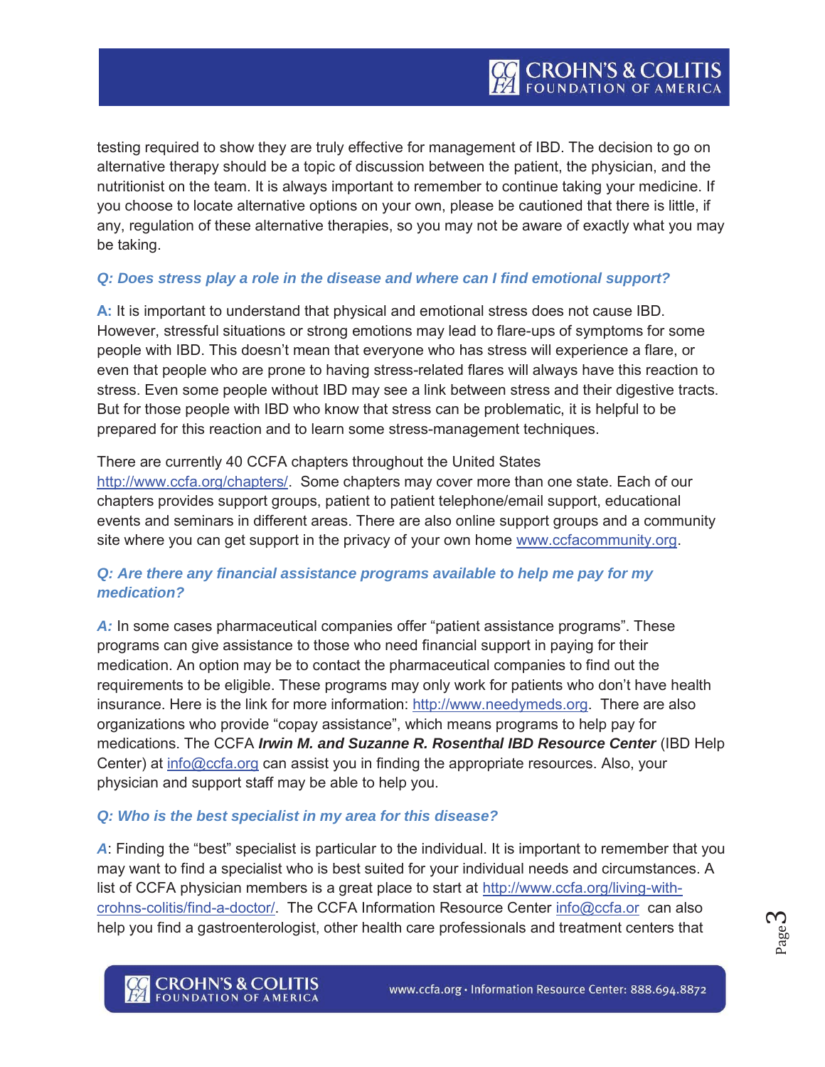testing required to show they are truly effective for management of IBD. The decision to go on alternative therapy should be a topic of discussion between the patient, the physician, and the nutritionist on the team. It is always important to remember to continue taking your medicine. If you choose to locate alternative options on your own, please be cautioned that there is little, if any, regulation of these alternative therapies, so you may not be aware of exactly what you may be taking.

***Q: Does stress play a role in the disease and where can I find emotional support?***

**A:** It is important to understand that physical and emotional stress does not cause IBD. However, stressful situations or strong emotions may lead to flare-ups of symptoms for some people with IBD. This doesn't mean that everyone who has stress will experience a flare, or even that people who are prone to having stress-related flares will always have this reaction to stress. Even some people without IBD may see a link between stress and their digestive tracts. But for those people with IBD who know that stress can be problematic, it is helpful to be prepared for this reaction and to learn some stress-management techniques.

There are currently 40 CCFA chapters throughout the United States http://www.ccfa.org/chapters/. Some chapters may cover more than one state. Each of our chapters provides support groups, patient to patient telephone/email support, educational events and seminars in different areas. There are also online support groups and a community site where you can get support in the privacy of your own home www.ccfacommunity.org.

***Q: Are there any financial assistance programs available to help me pay for my medication?***

***A:*** In some cases pharmaceutical companies offer "patient assistance programs". These programs can give assistance to those who need financial support in paying for their medication. An option may be to contact the pharmaceutical companies to find out the requirements to be eligible. These programs may only work for patients who don't have health insurance. Here is the link for more information: http://www.needymeds.org. There are also organizations who provide "copay assistance", which means programs to help pay for medications. The CCFA ***Irwin M. and Suzanne R. Rosenthal IBD Resource Center*** (IBD Help Center) at info@ccfa.org can assist you in finding the appropriate resources. Also, your physician and support staff may be able to help you.

***Q: Who is the best specialist in my area for this disease?***

***A***: Finding the "best" specialist is particular to the individual. It is important to remember that you may want to find a specialist who is best suited for your individual needs and circumstances. A list of CCFA physician members is a great place to start at http://www.ccfa.org/living-with-crohns-colitis/find-a-doctor/. The CCFA Information Resource Center info@ccfa.or can also help you find a gastroenterologist, other health care professionals and treatment centers that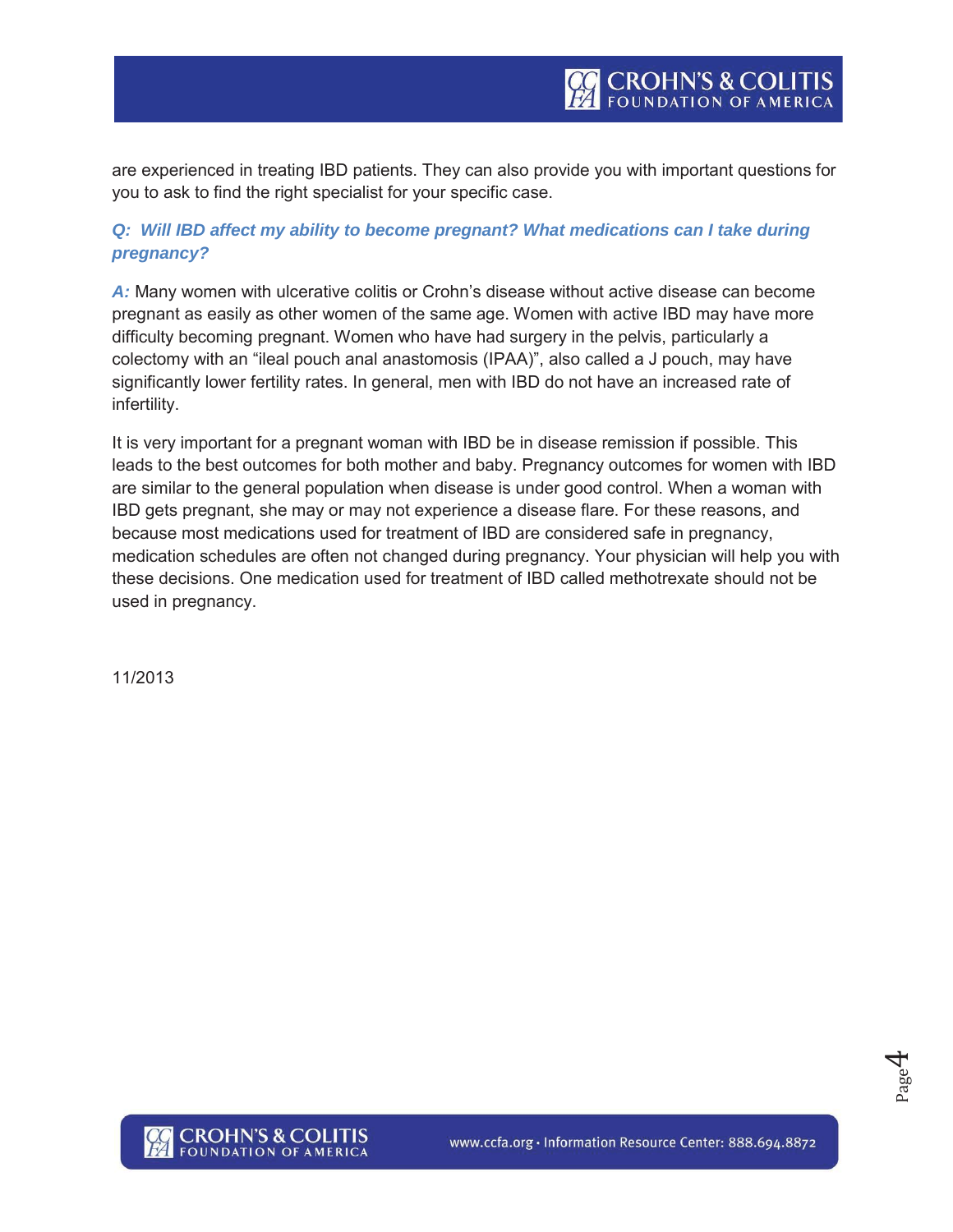are experienced in treating IBD patients. They can also provide you with important questions for you to ask to find the right specialist for your specific case.

***Q: Will IBD affect my ability to become pregnant? What medications can I take during pregnancy?***

***A:*** Many women with ulcerative colitis or Crohn's disease without active disease can become pregnant as easily as other women of the same age. Women with active IBD may have more difficulty becoming pregnant. Women who have had surgery in the pelvis, particularly a colectomy with an "ileal pouch anal anastomosis (IPAA)", also called a J pouch, may have significantly lower fertility rates. In general, men with IBD do not have an increased rate of infertility.

It is very important for a pregnant woman with IBD be in disease remission if possible. This leads to the best outcomes for both mother and baby. Pregnancy outcomes for women with IBD are similar to the general population when disease is under good control. When a woman with IBD gets pregnant, she may or may not experience a disease flare. For these reasons, and because most medications used for treatment of IBD are considered safe in pregnancy, medication schedules are often not changed during pregnancy. Your physician will help you with these decisions. One medication used for treatment of IBD called methotrexate should not be used in pregnancy.

11/2013